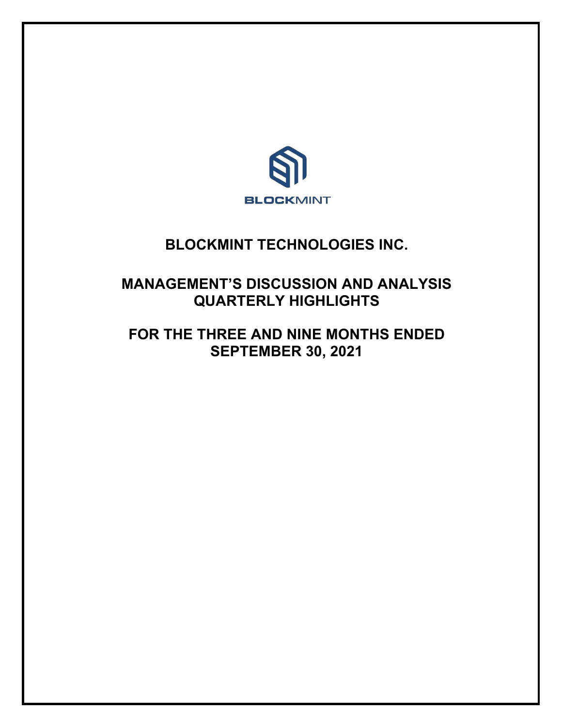BLOCKMINT

# BLOCKMINT TECHNOLOGIES INC.

## MANAGEMENT'S DISCUSSION AND ANALYSIS QUARTERLY HIGHLIGHTS

## FOR THE THREE AND NINE MONTHS ENDED SEPTEMBER 30, 2021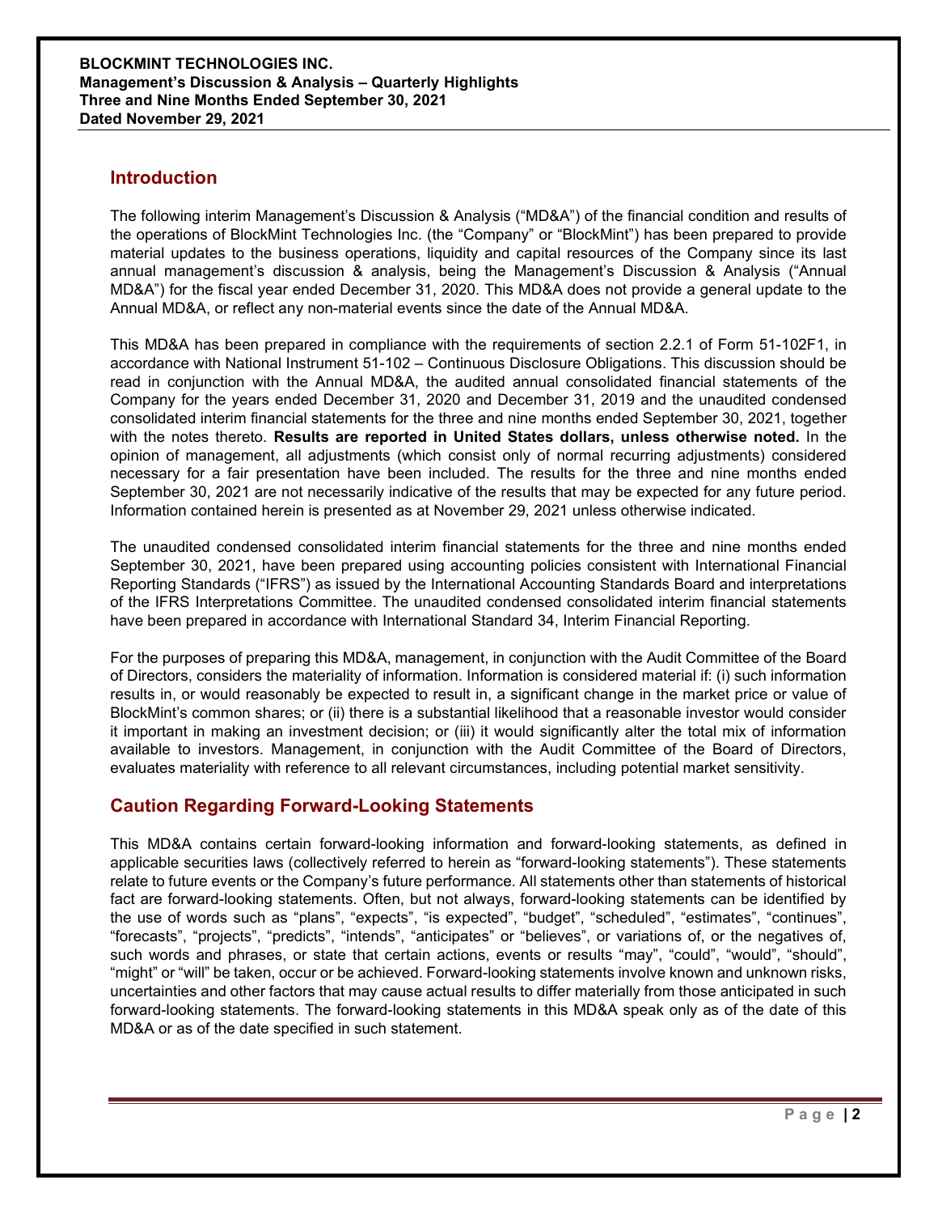**BLOCKMINT TECHNOLOGIES INC.**
**Management's Discussion & Analysis – Quarterly Highlights**
**Three and Nine Months Ended September 30, 2021**
**Dated November 29, 2021**

## Introduction

The following interim Management's Discussion & Analysis ("MD&A") of the financial condition and results of the operations of BlockMint Technologies Inc. (the "Company" or "BlockMint") has been prepared to provide material updates to the business operations, liquidity and capital resources of the Company since its last annual management's discussion & analysis, being the Management's Discussion & Analysis ("Annual MD&A") for the fiscal year ended December 31, 2020. This MD&A does not provide a general update to the Annual MD&A, or reflect any non-material events since the date of the Annual MD&A.

This MD&A has been prepared in compliance with the requirements of section 2.2.1 of Form 51-102F1, in accordance with National Instrument 51-102 – Continuous Disclosure Obligations. This discussion should be read in conjunction with the Annual MD&A, the audited annual consolidated financial statements of the Company for the years ended December 31, 2020 and December 31, 2019 and the unaudited condensed consolidated interim financial statements for the three and nine months ended September 30, 2021, together with the notes thereto. **Results are reported in United States dollars, unless otherwise noted.** In the opinion of management, all adjustments (which consist only of normal recurring adjustments) considered necessary for a fair presentation have been included. The results for the three and nine months ended September 30, 2021 are not necessarily indicative of the results that may be expected for any future period. Information contained herein is presented as at November 29, 2021 unless otherwise indicated.

The unaudited condensed consolidated interim financial statements for the three and nine months ended September 30, 2021, have been prepared using accounting policies consistent with International Financial Reporting Standards ("IFRS") as issued by the International Accounting Standards Board and interpretations of the IFRS Interpretations Committee. The unaudited condensed consolidated interim financial statements have been prepared in accordance with International Standard 34, Interim Financial Reporting.

For the purposes of preparing this MD&A, management, in conjunction with the Audit Committee of the Board of Directors, considers the materiality of information. Information is considered material if: (i) such information results in, or would reasonably be expected to result in, a significant change in the market price or value of BlockMint's common shares; or (ii) there is a substantial likelihood that a reasonable investor would consider it important in making an investment decision; or (iii) it would significantly alter the total mix of information available to investors. Management, in conjunction with the Audit Committee of the Board of Directors, evaluates materiality with reference to all relevant circumstances, including potential market sensitivity.

## Caution Regarding Forward-Looking Statements

This MD&A contains certain forward-looking information and forward-looking statements, as defined in applicable securities laws (collectively referred to herein as "forward-looking statements"). These statements relate to future events or the Company's future performance. All statements other than statements of historical fact are forward-looking statements. Often, but not always, forward-looking statements can be identified by the use of words such as "plans", "expects", "is expected", "budget", "scheduled", "estimates", "continues", "forecasts", "projects", "predicts", "intends", "anticipates" or "believes", or variations of, or the negatives of, such words and phrases, or state that certain actions, events or results "may", "could", "would", "should", "might" or "will" be taken, occur or be achieved. Forward-looking statements involve known and unknown risks, uncertainties and other factors that may cause actual results to differ materially from those anticipated in such forward-looking statements. The forward-looking statements in this MD&A speak only as of the date of this MD&A or as of the date specified in such statement.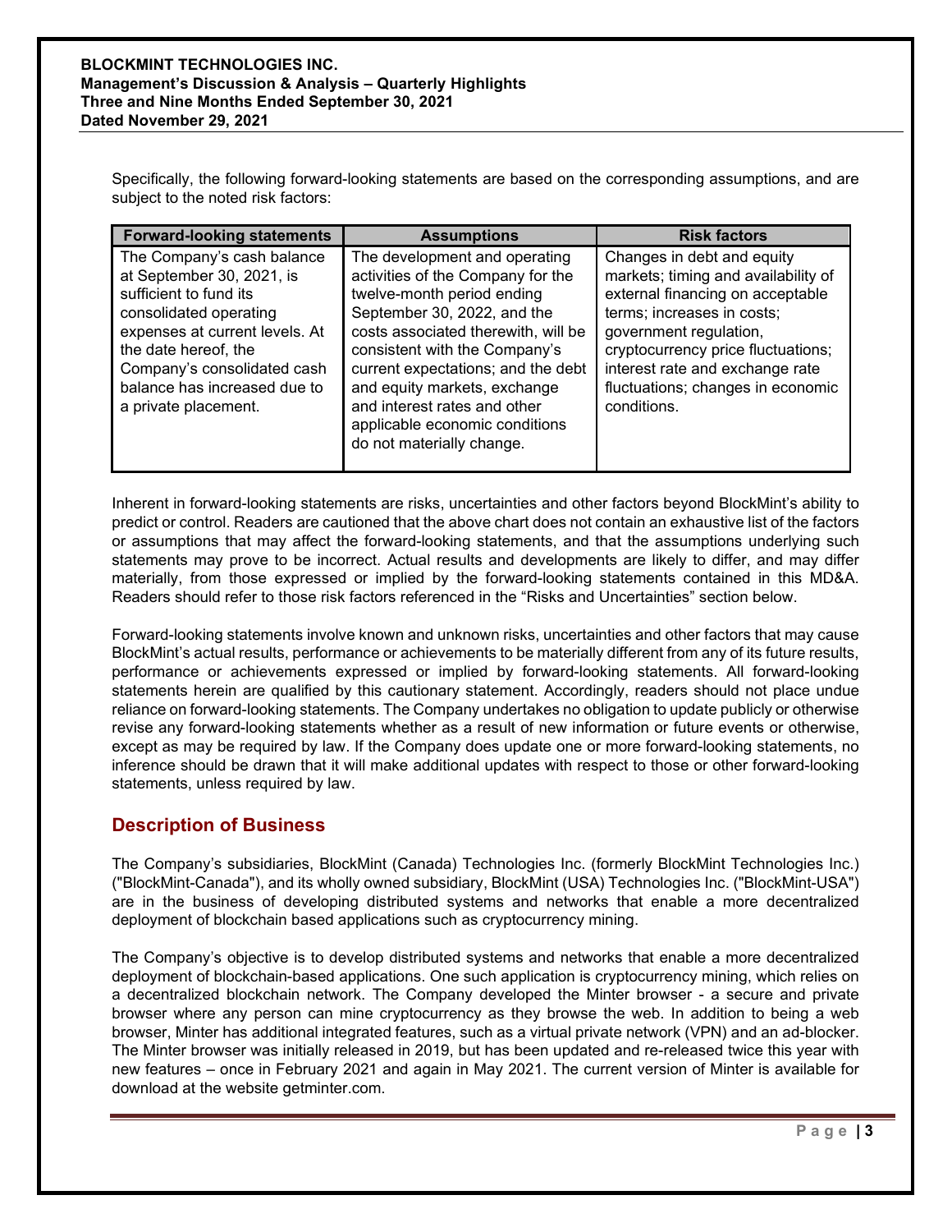Specifically, the following forward-looking statements are based on the corresponding assumptions, and are subject to the noted risk factors:

| Forward-looking statements | Assumptions | Risk factors |
| --- | --- | --- |
| The Company's cash balance at September 30, 2021, is sufficient to fund its consolidated operating expenses at current levels. At the date hereof, the Company's consolidated cash balance has increased due to a private placement. | The development and operating activities of the Company for the twelve-month period ending September 30, 2022, and the costs associated therewith, will be consistent with the Company's current expectations; and the debt and equity markets, exchange and interest rates and other applicable economic conditions do not materially change. | Changes in debt and equity markets; timing and availability of external financing on acceptable terms; increases in costs; government regulation, cryptocurrency price fluctuations; interest rate and exchange rate fluctuations; changes in economic conditions. |

Inherent in forward-looking statements are risks, uncertainties and other factors beyond BlockMint's ability to predict or control. Readers are cautioned that the above chart does not contain an exhaustive list of the factors or assumptions that may affect the forward-looking statements, and that the assumptions underlying such statements may prove to be incorrect. Actual results and developments are likely to differ, and may differ materially, from those expressed or implied by the forward-looking statements contained in this MD&A. Readers should refer to those risk factors referenced in the "Risks and Uncertainties" section below.

Forward-looking statements involve known and unknown risks, uncertainties and other factors that may cause BlockMint's actual results, performance or achievements to be materially different from any of its future results, performance or achievements expressed or implied by forward-looking statements. All forward-looking statements herein are qualified by this cautionary statement. Accordingly, readers should not place undue reliance on forward-looking statements. The Company undertakes no obligation to update publicly or otherwise revise any forward-looking statements whether as a result of new information or future events or otherwise, except as may be required by law. If the Company does update one or more forward-looking statements, no inference should be drawn that it will make additional updates with respect to those or other forward-looking statements, unless required by law.

## Description of Business

The Company's subsidiaries, BlockMint (Canada) Technologies Inc. (formerly BlockMint Technologies Inc.) ("BlockMint-Canada"), and its wholly owned subsidiary, BlockMint (USA) Technologies Inc. ("BlockMint-USA") are in the business of developing distributed systems and networks that enable a more decentralized deployment of blockchain based applications such as cryptocurrency mining.

The Company's objective is to develop distributed systems and networks that enable a more decentralized deployment of blockchain-based applications. One such application is cryptocurrency mining, which relies on a decentralized blockchain network. The Company developed the Minter browser - a secure and private browser where any person can mine cryptocurrency as they browse the web. In addition to being a web browser, Minter has additional integrated features, such as a virtual private network (VPN) and an ad-blocker. The Minter browser was initially released in 2019, but has been updated and re-released twice this year with new features – once in February 2021 and again in May 2021. The current version of Minter is available for download at the website getminter.com.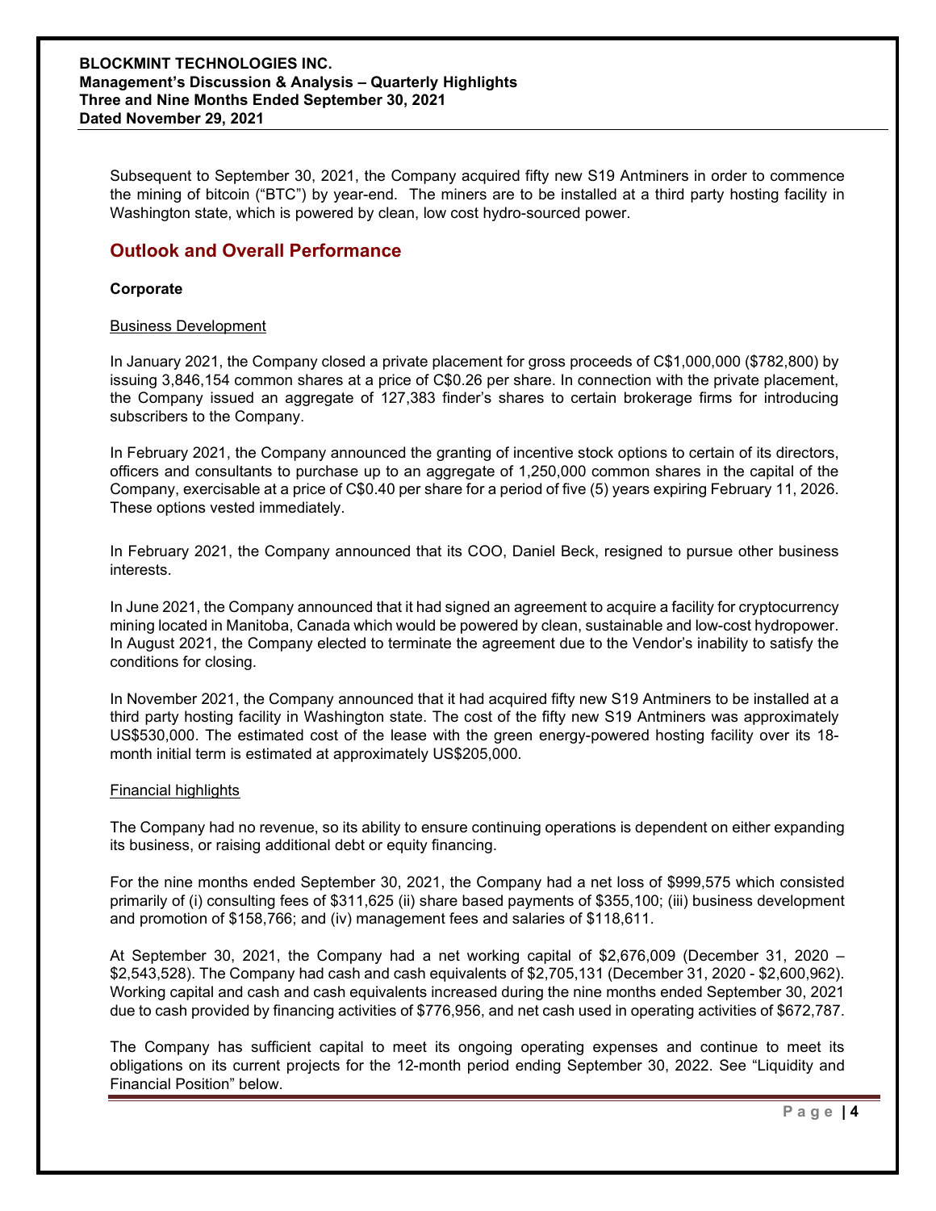Subsequent to September 30, 2021, the Company acquired fifty new S19 Antminers in order to commence the mining of bitcoin ("BTC") by year-end. The miners are to be installed at a third party hosting facility in Washington state, which is powered by clean, low cost hydro-sourced power.

## Outlook and Overall Performance

**Corporate**

Business Development

In January 2021, the Company closed a private placement for gross proceeds of C$1,000,000 ($782,800) by issuing 3,846,154 common shares at a price of C$0.26 per share. In connection with the private placement, the Company issued an aggregate of 127,383 finder's shares to certain brokerage firms for introducing subscribers to the Company.

In February 2021, the Company announced the granting of incentive stock options to certain of its directors, officers and consultants to purchase up to an aggregate of 1,250,000 common shares in the capital of the Company, exercisable at a price of C$0.40 per share for a period of five (5) years expiring February 11, 2026. These options vested immediately.

In February 2021, the Company announced that its COO, Daniel Beck, resigned to pursue other business interests.

In June 2021, the Company announced that it had signed an agreement to acquire a facility for cryptocurrency mining located in Manitoba, Canada which would be powered by clean, sustainable and low-cost hydropower. In August 2021, the Company elected to terminate the agreement due to the Vendor's inability to satisfy the conditions for closing.

In November 2021, the Company announced that it had acquired fifty new S19 Antminers to be installed at a third party hosting facility in Washington state. The cost of the fifty new S19 Antminers was approximately US$530,000. The estimated cost of the lease with the green energy-powered hosting facility over its 18-month initial term is estimated at approximately US$205,000.

Financial highlights

The Company had no revenue, so its ability to ensure continuing operations is dependent on either expanding its business, or raising additional debt or equity financing.

For the nine months ended September 30, 2021, the Company had a net loss of $999,575 which consisted primarily of (i) consulting fees of $311,625 (ii) share based payments of $355,100; (iii) business development and promotion of $158,766; and (iv) management fees and salaries of $118,611.

At September 30, 2021, the Company had a net working capital of $2,676,009 (December 31, 2020 – $2,543,528). The Company had cash and cash equivalents of $2,705,131 (December 31, 2020 - $2,600,962). Working capital and cash and cash equivalents increased during the nine months ended September 30, 2021 due to cash provided by financing activities of $776,956, and net cash used in operating activities of $672,787.

The Company has sufficient capital to meet its ongoing operating expenses and continue to meet its obligations on its current projects for the 12-month period ending September 30, 2022. See "Liquidity and Financial Position" below.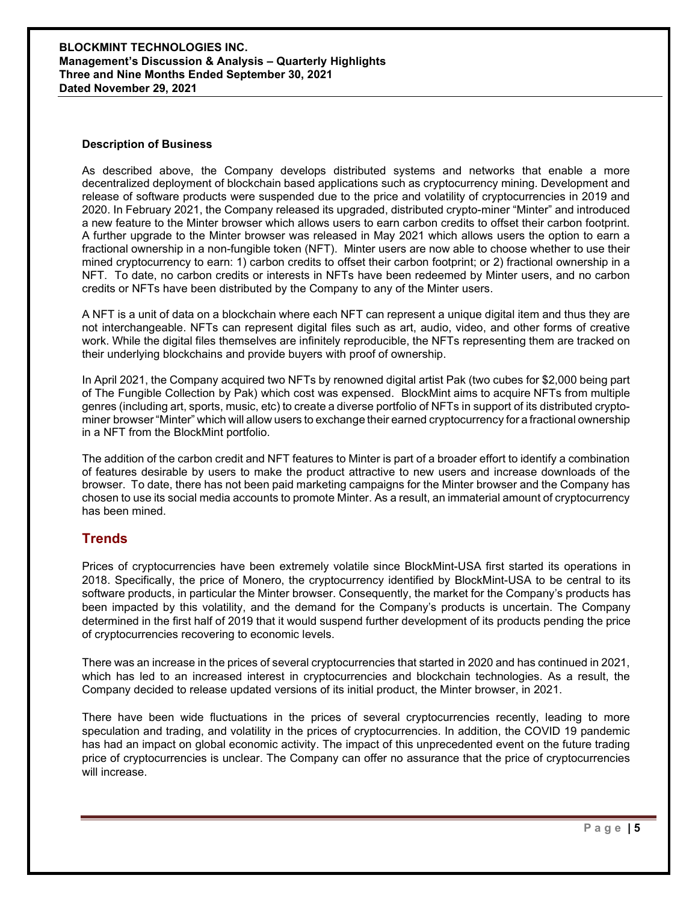### Description of Business

As described above, the Company develops distributed systems and networks that enable a more decentralized deployment of blockchain based applications such as cryptocurrency mining. Development and release of software products were suspended due to the price and volatility of cryptocurrencies in 2019 and 2020. In February 2021, the Company released its upgraded, distributed crypto-miner "Minter" and introduced a new feature to the Minter browser which allows users to earn carbon credits to offset their carbon footprint. A further upgrade to the Minter browser was released in May 2021 which allows users the option to earn a fractional ownership in a non-fungible token (NFT). Minter users are now able to choose whether to use their mined cryptocurrency to earn: 1) carbon credits to offset their carbon footprint; or 2) fractional ownership in a NFT. To date, no carbon credits or interests in NFTs have been redeemed by Minter users, and no carbon credits or NFTs have been distributed by the Company to any of the Minter users.

A NFT is a unit of data on a blockchain where each NFT can represent a unique digital item and thus they are not interchangeable. NFTs can represent digital files such as art, audio, video, and other forms of creative work. While the digital files themselves are infinitely reproducible, the NFTs representing them are tracked on their underlying blockchains and provide buyers with proof of ownership.

In April 2021, the Company acquired two NFTs by renowned digital artist Pak (two cubes for $2,000 being part of The Fungible Collection by Pak) which cost was expensed. BlockMint aims to acquire NFTs from multiple genres (including art, sports, music, etc) to create a diverse portfolio of NFTs in support of its distributed crypto-miner browser "Minter" which will allow users to exchange their earned cryptocurrency for a fractional ownership in a NFT from the BlockMint portfolio.

The addition of the carbon credit and NFT features to Minter is part of a broader effort to identify a combination of features desirable by users to make the product attractive to new users and increase downloads of the browser. To date, there has not been paid marketing campaigns for the Minter browser and the Company has chosen to use its social media accounts to promote Minter. As a result, an immaterial amount of cryptocurrency has been mined.

## Trends

Prices of cryptocurrencies have been extremely volatile since BlockMint-USA first started its operations in 2018. Specifically, the price of Monero, the cryptocurrency identified by BlockMint-USA to be central to its software products, in particular the Minter browser. Consequently, the market for the Company's products has been impacted by this volatility, and the demand for the Company's products is uncertain. The Company determined in the first half of 2019 that it would suspend further development of its products pending the price of cryptocurrencies recovering to economic levels.

There was an increase in the prices of several cryptocurrencies that started in 2020 and has continued in 2021, which has led to an increased interest in cryptocurrencies and blockchain technologies. As a result, the Company decided to release updated versions of its initial product, the Minter browser, in 2021.

There have been wide fluctuations in the prices of several cryptocurrencies recently, leading to more speculation and trading, and volatility in the prices of cryptocurrencies. In addition, the COVID 19 pandemic has had an impact on global economic activity. The impact of this unprecedented event on the future trading price of cryptocurrencies is unclear. The Company can offer no assurance that the price of cryptocurrencies will increase.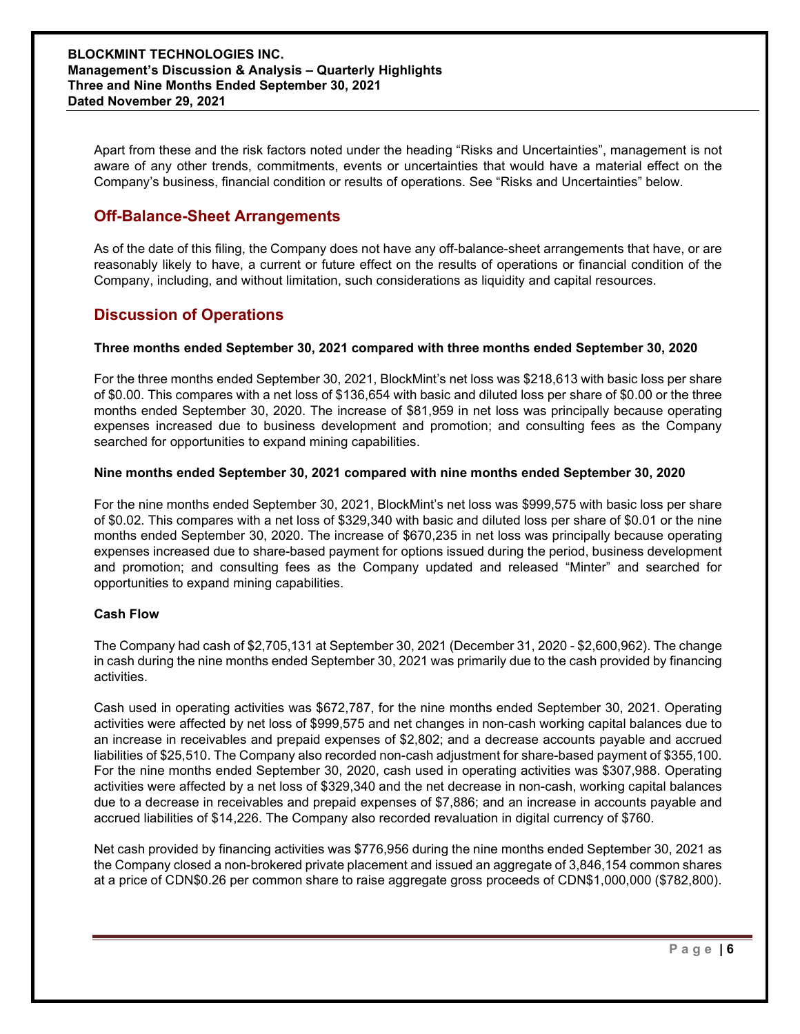Apart from these and the risk factors noted under the heading "Risks and Uncertainties", management is not aware of any other trends, commitments, events or uncertainties that would have a material effect on the Company's business, financial condition or results of operations. See "Risks and Uncertainties" below.

## Off-Balance-Sheet Arrangements

As of the date of this filing, the Company does not have any off-balance-sheet arrangements that have, or are reasonably likely to have, a current or future effect on the results of operations or financial condition of the Company, including, and without limitation, such considerations as liquidity and capital resources.

## Discussion of Operations

**Three months ended September 30, 2021 compared with three months ended September 30, 2020**

For the three months ended September 30, 2021, BlockMint's net loss was $218,613 with basic loss per share of $0.00. This compares with a net loss of $136,654 with basic and diluted loss per share of $0.00 or the three months ended September 30, 2020. The increase of $81,959 in net loss was principally because operating expenses increased due to business development and promotion; and consulting fees as the Company searched for opportunities to expand mining capabilities.

**Nine months ended September 30, 2021 compared with nine months ended September 30, 2020**

For the nine months ended September 30, 2021, BlockMint's net loss was $999,575 with basic loss per share of $0.02. This compares with a net loss of $329,340 with basic and diluted loss per share of $0.01 or the nine months ended September 30, 2020. The increase of $670,235 in net loss was principally because operating expenses increased due to share-based payment for options issued during the period, business development and promotion; and consulting fees as the Company updated and released "Minter" and searched for opportunities to expand mining capabilities.

**Cash Flow**

The Company had cash of $2,705,131 at September 30, 2021 (December 31, 2020 - $2,600,962). The change in cash during the nine months ended September 30, 2021 was primarily due to the cash provided by financing activities.

Cash used in operating activities was $672,787, for the nine months ended September 30, 2021. Operating activities were affected by net loss of $999,575 and net changes in non-cash working capital balances due to an increase in receivables and prepaid expenses of $2,802; and a decrease accounts payable and accrued liabilities of $25,510. The Company also recorded non-cash adjustment for share-based payment of $355,100. For the nine months ended September 30, 2020, cash used in operating activities was $307,988. Operating activities were affected by a net loss of $329,340 and the net decrease in non-cash, working capital balances due to a decrease in receivables and prepaid expenses of $7,886; and an increase in accounts payable and accrued liabilities of $14,226. The Company also recorded revaluation in digital currency of $760.

Net cash provided by financing activities was $776,956 during the nine months ended September 30, 2021 as the Company closed a non-brokered private placement and issued an aggregate of 3,846,154 common shares at a price of CDN$0.26 per common share to raise aggregate gross proceeds of CDN$1,000,000 ($782,800).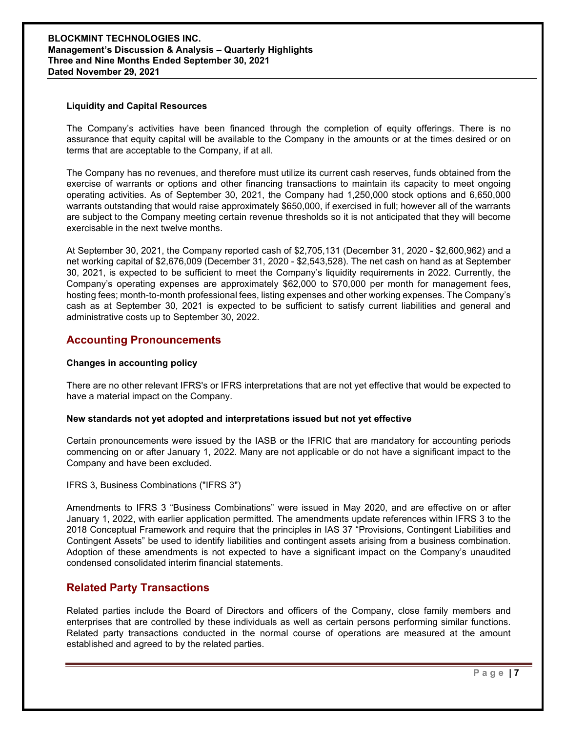#### Liquidity and Capital Resources

The Company's activities have been financed through the completion of equity offerings. There is no assurance that equity capital will be available to the Company in the amounts or at the times desired or on terms that are acceptable to the Company, if at all.

The Company has no revenues, and therefore must utilize its current cash reserves, funds obtained from the exercise of warrants or options and other financing transactions to maintain its capacity to meet ongoing operating activities. As of September 30, 2021, the Company had 1,250,000 stock options and 6,650,000 warrants outstanding that would raise approximately $650,000, if exercised in full; however all of the warrants are subject to the Company meeting certain revenue thresholds so it is not anticipated that they will become exercisable in the next twelve months.

At September 30, 2021, the Company reported cash of $2,705,131 (December 31, 2020 - $2,600,962) and a net working capital of $2,676,009 (December 31, 2020 - $2,543,528). The net cash on hand as at September 30, 2021, is expected to be sufficient to meet the Company's liquidity requirements in 2022. Currently, the Company's operating expenses are approximately $62,000 to $70,000 per month for management fees, hosting fees; month-to-month professional fees, listing expenses and other working expenses. The Company's cash as at September 30, 2021 is expected to be sufficient to satisfy current liabilities and general and administrative costs up to September 30, 2022.

## Accounting Pronouncements

#### Changes in accounting policy

There are no other relevant IFRS's or IFRS interpretations that are not yet effective that would be expected to have a material impact on the Company.

#### New standards not yet adopted and interpretations issued but not yet effective

Certain pronouncements were issued by the IASB or the IFRIC that are mandatory for accounting periods commencing on or after January 1, 2022. Many are not applicable or do not have a significant impact to the Company and have been excluded.

IFRS 3, Business Combinations ("IFRS 3")

Amendments to IFRS 3 "Business Combinations" were issued in May 2020, and are effective on or after January 1, 2022, with earlier application permitted. The amendments update references within IFRS 3 to the 2018 Conceptual Framework and require that the principles in IAS 37 "Provisions, Contingent Liabilities and Contingent Assets" be used to identify liabilities and contingent assets arising from a business combination. Adoption of these amendments is not expected to have a significant impact on the Company's unaudited condensed consolidated interim financial statements.

## Related Party Transactions

Related parties include the Board of Directors and officers of the Company, close family members and enterprises that are controlled by these individuals as well as certain persons performing similar functions. Related party transactions conducted in the normal course of operations are measured at the amount established and agreed to by the related parties.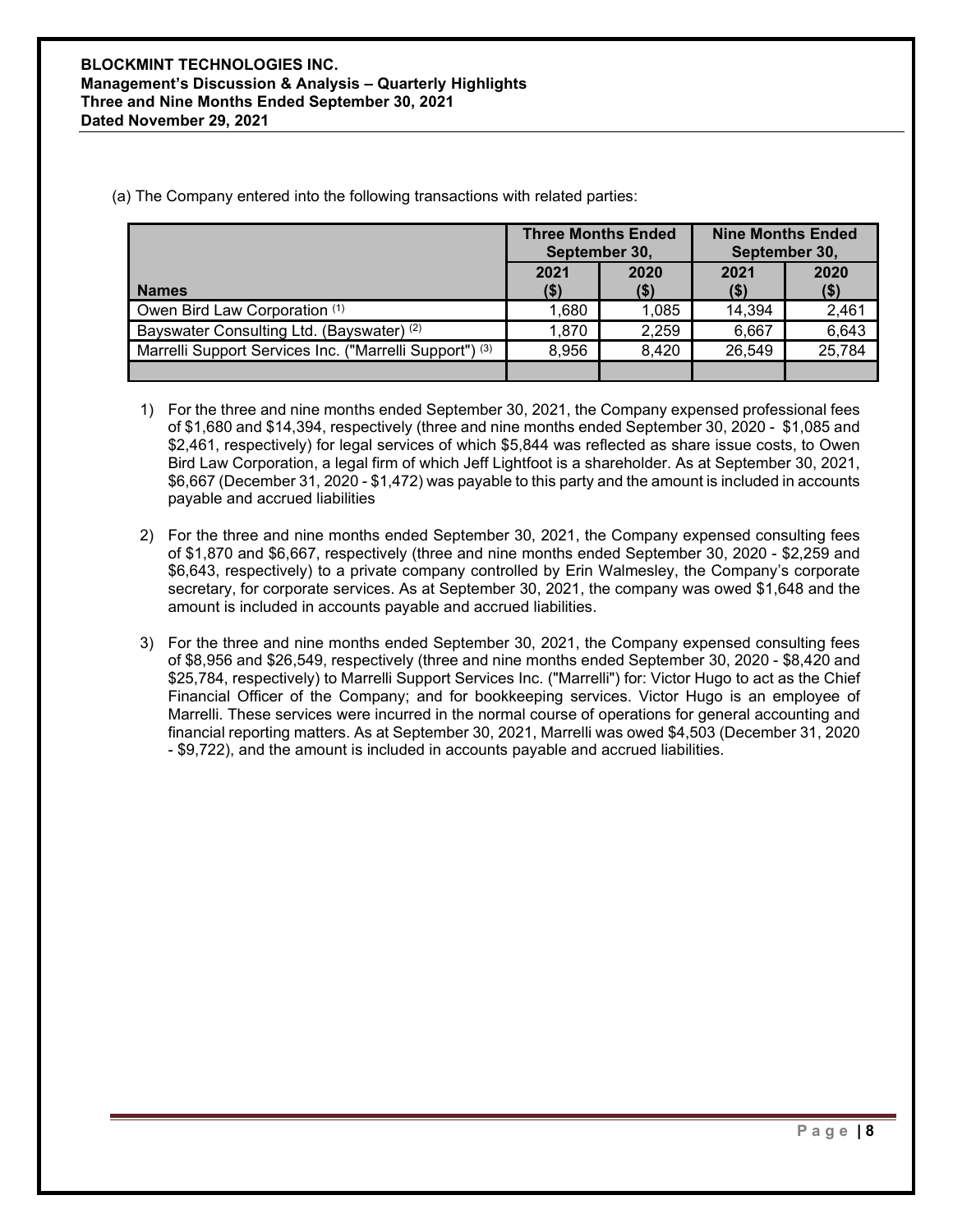(a) The Company entered into the following transactions with related parties:

| Names | Three Months Ended September 30, | | Nine Months Ended September 30, | |
|---|---|---|---|---|
| | 2021 ($) | 2020 ($) | 2021 ($) | 2020 ($) |
| Owen Bird Law Corporation [(1)] | 1,680 | 1,085 | 14,394 | 2,461 |
| Bayswater Consulting Ltd. (Bayswater) [(2)] | 1,870 | 2,259 | 6,667 | 6,643 |
| Marrelli Support Services Inc. ("Marrelli Support") [(3)] | 8,956 | 8,420 | 26,549 | 25,784 |
| | | | | |

1) For the three and nine months ended September 30, 2021, the Company expensed professional fees of $1,680 and $14,394, respectively (three and nine months ended September 30, 2020 - $1,085 and $2,461, respectively) for legal services of which $5,844 was reflected as share issue costs, to Owen Bird Law Corporation, a legal firm of which Jeff Lightfoot is a shareholder. As at September 30, 2021, $6,667 (December 31, 2020 - $1,472) was payable to this party and the amount is included in accounts payable and accrued liabilities

2) For the three and nine months ended September 30, 2021, the Company expensed consulting fees of $1,870 and $6,667, respectively (three and nine months ended September 30, 2020 - $2,259 and $6,643, respectively) to a private company controlled by Erin Walmesley, the Company's corporate secretary, for corporate services. As at September 30, 2021, the company was owed $1,648 and the amount is included in accounts payable and accrued liabilities.

3) For the three and nine months ended September 30, 2021, the Company expensed consulting fees of $8,956 and $26,549, respectively (three and nine months ended September 30, 2020 - $8,420 and $25,784, respectively) to Marrelli Support Services Inc. ("Marrelli") for: Victor Hugo to act as the Chief Financial Officer of the Company; and for bookkeeping services. Victor Hugo is an employee of Marrelli. These services were incurred in the normal course of operations for general accounting and financial reporting matters. As at September 30, 2021, Marrelli was owed $4,503 (December 31, 2020 - $9,722), and the amount is included in accounts payable and accrued liabilities.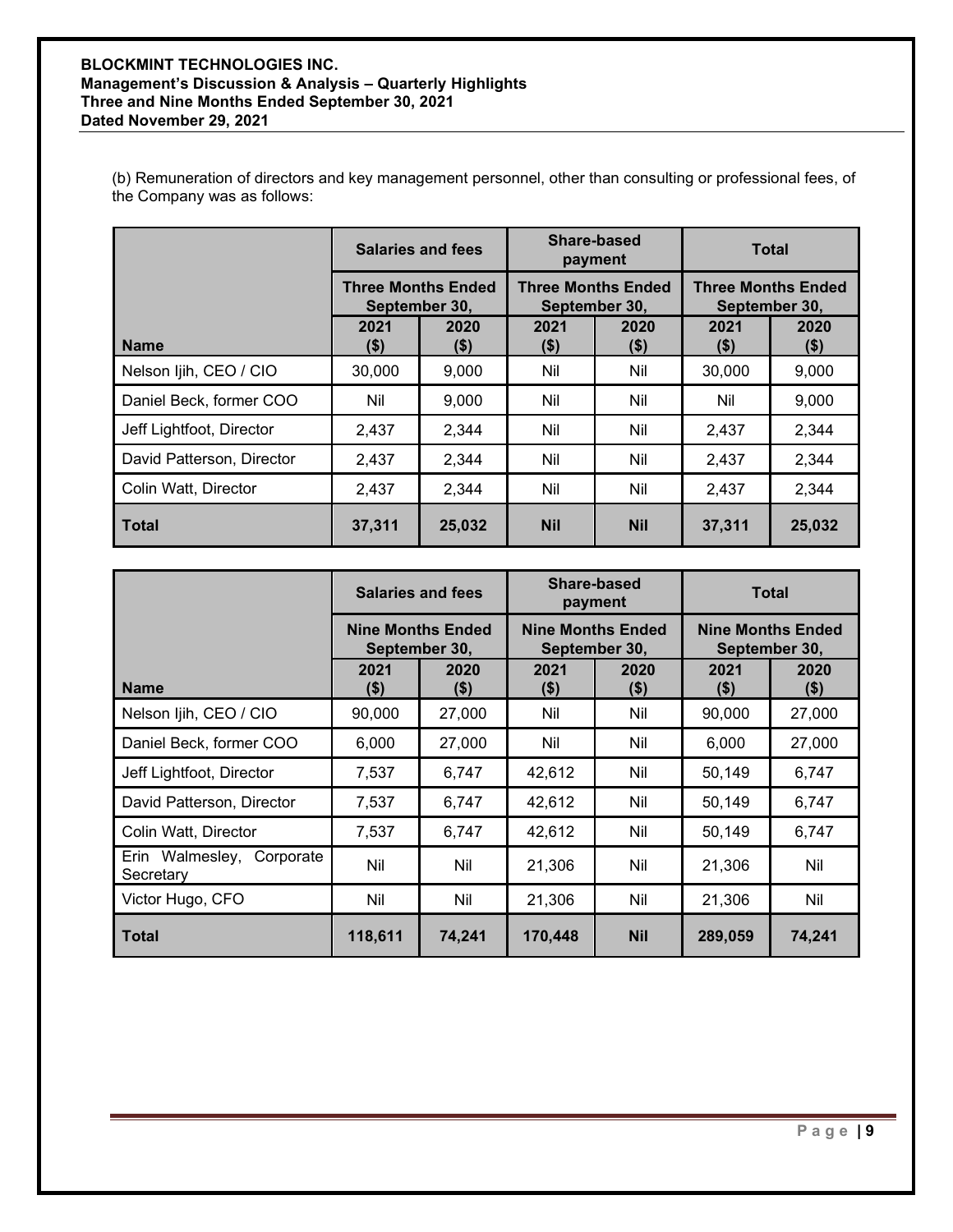(b) Remuneration of directors and key management personnel, other than consulting or professional fees, of the Company was as follows:

| | Salaries and fees | | Share-based payment | | Total | |
|---|---|---|---|---|---|---|
| | Three Months Ended September 30, | | Three Months Ended September 30, | | Three Months Ended September 30, | |
| Name | 2021 ($) | 2020 ($) | 2021 ($) | 2020 ($) | 2021 ($) | 2020 ($) |
| Nelson Ijih, CEO / CIO | 30,000 | 9,000 | Nil | Nil | 30,000 | 9,000 |
| Daniel Beck, former COO | Nil | 9,000 | Nil | Nil | Nil | 9,000 |
| Jeff Lightfoot, Director | 2,437 | 2,344 | Nil | Nil | 2,437 | 2,344 |
| David Patterson, Director | 2,437 | 2,344 | Nil | Nil | 2,437 | 2,344 |
| Colin Watt, Director | 2,437 | 2,344 | Nil | Nil | 2,437 | 2,344 |
| **Total** | **37,311** | **25,032** | **Nil** | **Nil** | **37,311** | **25,032** |

| | Salaries and fees | | Share-based payment | | Total | |
|---|---|---|---|---|---|---|
| | Nine Months Ended September 30, | | Nine Months Ended September 30, | | Nine Months Ended September 30, | |
| Name | 2021 ($) | 2020 ($) | 2021 ($) | 2020 ($) | 2021 ($) | 2020 ($) |
| Nelson Ijih, CEO / CIO | 90,000 | 27,000 | Nil | Nil | 90,000 | 27,000 |
| Daniel Beck, former COO | 6,000 | 27,000 | Nil | Nil | 6,000 | 27,000 |
| Jeff Lightfoot, Director | 7,537 | 6,747 | 42,612 | Nil | 50,149 | 6,747 |
| David Patterson, Director | 7,537 | 6,747 | 42,612 | Nil | 50,149 | 6,747 |
| Colin Watt, Director | 7,537 | 6,747 | 42,612 | Nil | 50,149 | 6,747 |
| Erin Walmesley, Corporate Secretary | Nil | Nil | 21,306 | Nil | 21,306 | Nil |
| Victor Hugo, CFO | Nil | Nil | 21,306 | Nil | 21,306 | Nil |
| **Total** | **118,611** | **74,241** | **170,448** | **Nil** | **289,059** | **74,241** |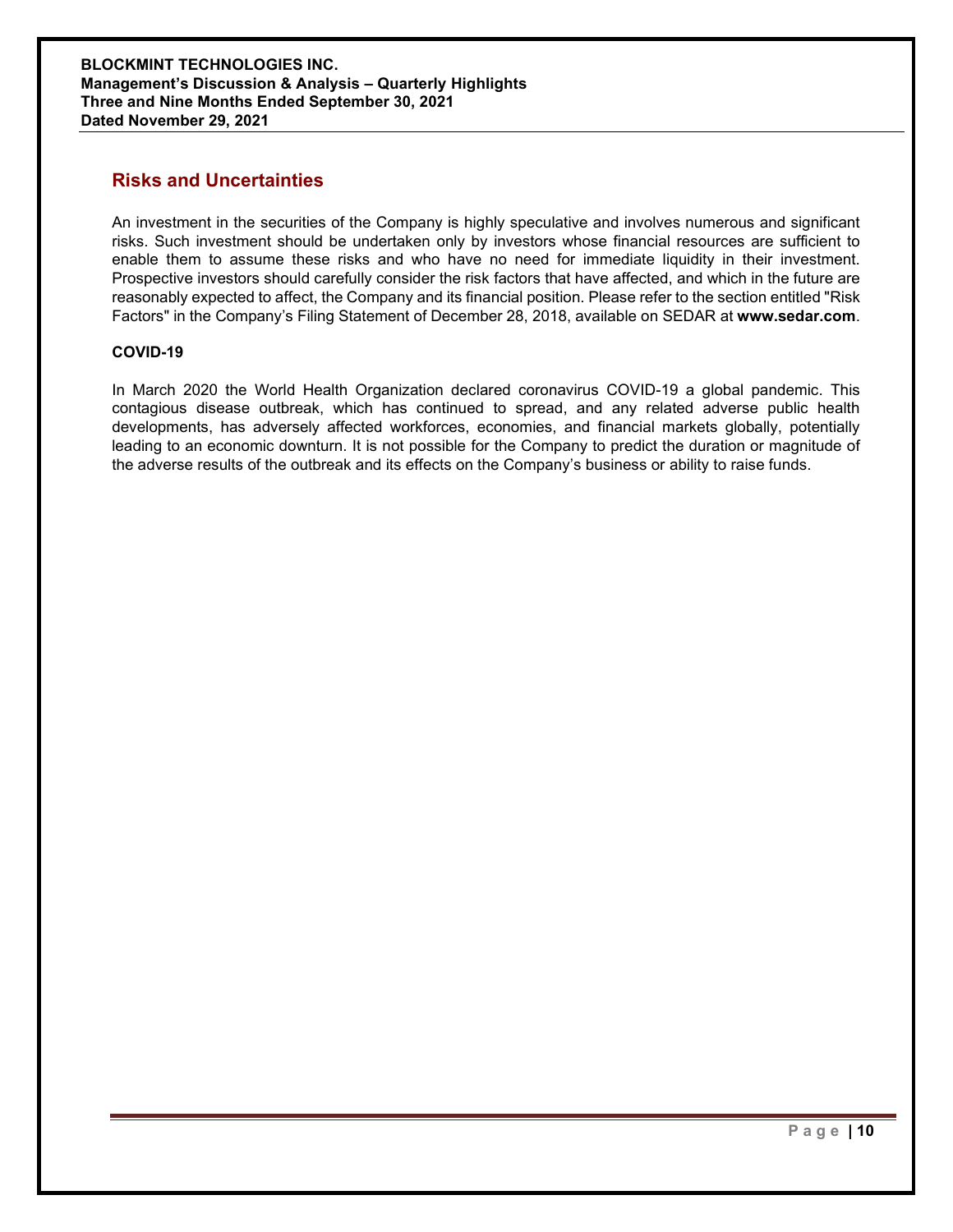## Risks and Uncertainties

An investment in the securities of the Company is highly speculative and involves numerous and significant risks. Such investment should be undertaken only by investors whose financial resources are sufficient to enable them to assume these risks and who have no need for immediate liquidity in their investment. Prospective investors should carefully consider the risk factors that have affected, and which in the future are reasonably expected to affect, the Company and its financial position. Please refer to the section entitled "Risk Factors" in the Company's Filing Statement of December 28, 2018, available on SEDAR at **www.sedar.com**.

### COVID-19

In March 2020 the World Health Organization declared coronavirus COVID-19 a global pandemic. This contagious disease outbreak, which has continued to spread, and any related adverse public health developments, has adversely affected workforces, economies, and financial markets globally, potentially leading to an economic downturn. It is not possible for the Company to predict the duration or magnitude of the adverse results of the outbreak and its effects on the Company's business or ability to raise funds.